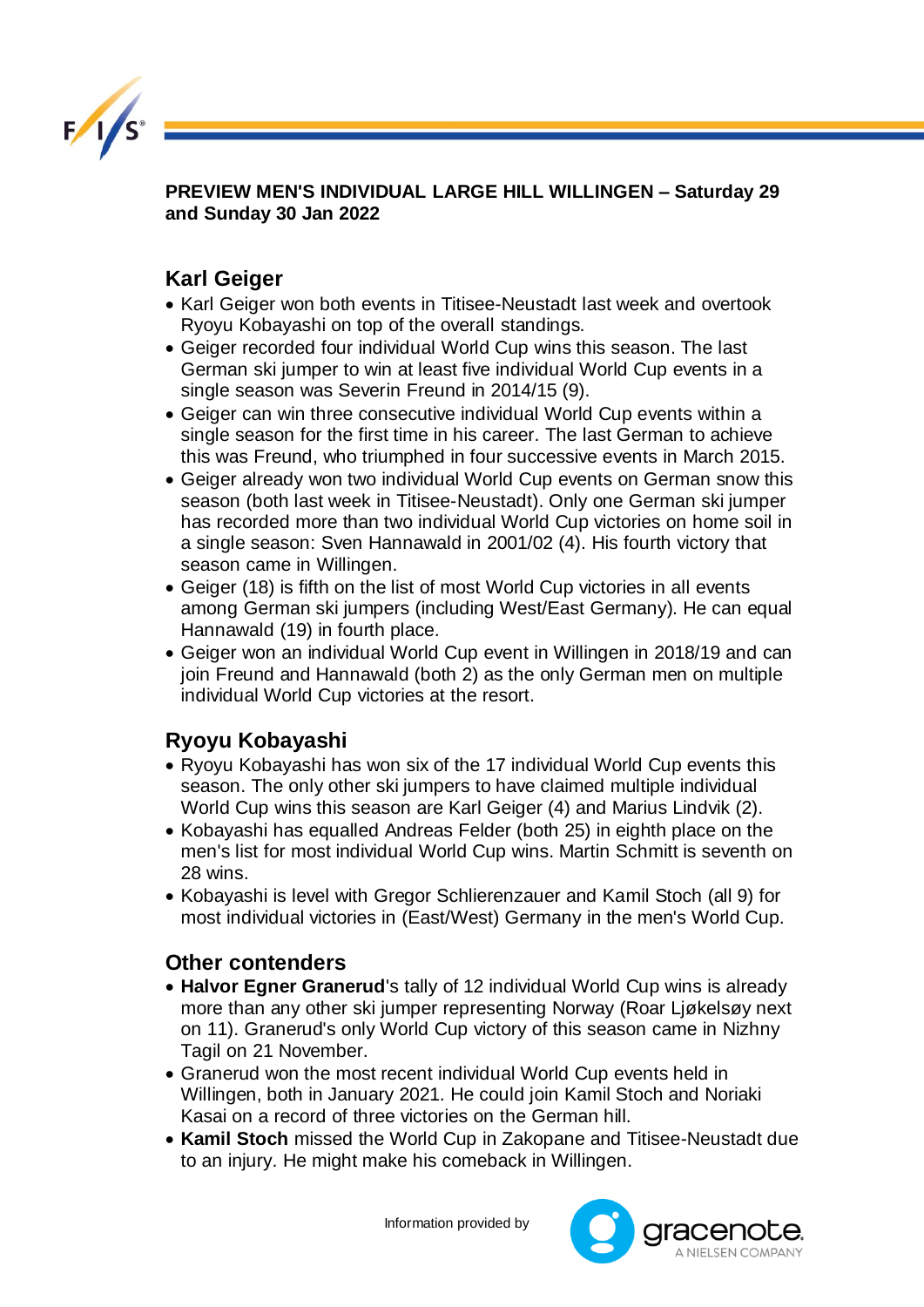**PREVIEW MEN'S INDIVIDUAL LARGE HILL WILLINGEN – Saturday 29 and Sunday 30 Jan 2022**

## Karl Geiger

- Karl Geiger won both events in Titisee-Neustadt last week and overtook Ryoyu Kobayashi on top of the overall standings.
- Geiger recorded four individual World Cup wins this season. The last German ski jumper to win at least five individual World Cup events in a single season was Severin Freund in 2014/15 (9).
- Geiger can win three consecutive individual World Cup events within a single season for the first time in his career. The last German to achieve this was Freund, who triumphed in four successive events in March 2015.
- Geiger already won two individual World Cup events on German snow this season (both last week in Titisee-Neustadt). Only one German ski jumper has recorded more than two individual World Cup victories on home soil in a single season: Sven Hannawald in 2001/02 (4). His fourth victory that season came in Willingen.
- Geiger (18) is fifth on the list of most World Cup victories in all events among German ski jumpers (including West/East Germany). He can equal Hannawald (19) in fourth place.
- Geiger won an individual World Cup event in Willingen in 2018/19 and can join Freund and Hannawald (both 2) as the only German men on multiple individual World Cup victories at the resort.

## Ryoyu Kobayashi

- Ryoyu Kobayashi has won six of the 17 individual World Cup events this season. The only other ski jumpers to have claimed multiple individual World Cup wins this season are Karl Geiger (4) and Marius Lindvik (2).
- Kobayashi has equalled Andreas Felder (both 25) in eighth place on the men's list for most individual World Cup wins. Martin Schmitt is seventh on 28 wins.
- Kobayashi is level with Gregor Schlierenzauer and Kamil Stoch (all 9) for most individual victories in (East/West) Germany in the men's World Cup.

## Other contenders

- **Halvor Egner Granerud**'s tally of 12 individual World Cup wins is already more than any other ski jumper representing Norway (Roar Ljøkelsøy next on 11). Granerud's only World Cup victory of this season came in Nizhny Tagil on 21 November.
- Granerud won the most recent individual World Cup events held in Willingen, both in January 2021. He could join Kamil Stoch and Noriaki Kasai on a record of three victories on the German hill.
- **Kamil Stoch** missed the World Cup in Zakopane and Titisee-Neustadt due to an injury. He might make his comeback in Willingen.

Information provided by gracenote. A NIELSEN COMPANY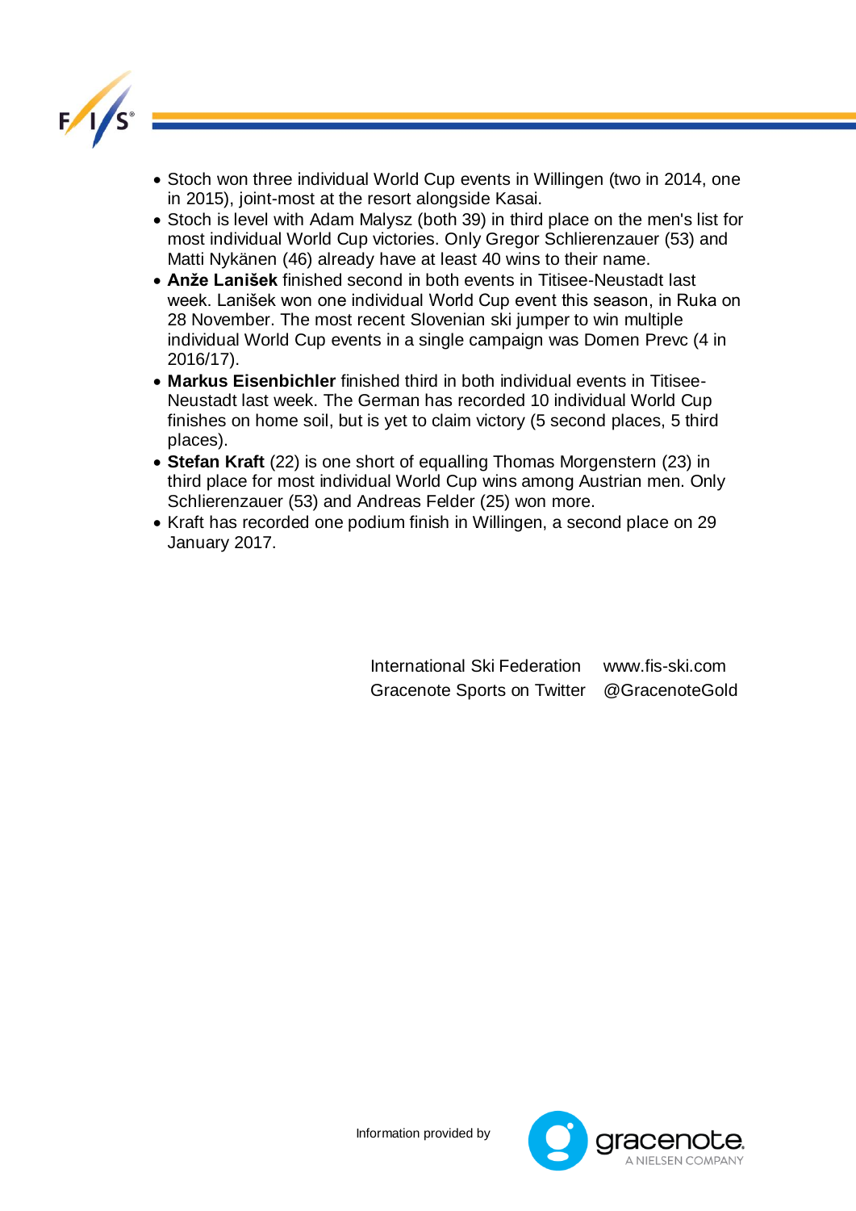- Stoch won three individual World Cup events in Willingen (two in 2014, one in 2015), joint-most at the resort alongside Kasai.
- Stoch is level with Adam Malysz (both 39) in third place on the men's list for most individual World Cup victories. Only Gregor Schlierenzauer (53) and Matti Nykänen (46) already have at least 40 wins to their name.
- **Anže Lanišek** finished second in both events in Titisee-Neustadt last week. Lanišek won one individual World Cup event this season, in Ruka on 28 November. The most recent Slovenian ski jumper to win multiple individual World Cup events in a single campaign was Domen Prevc (4 in 2016/17).
- **Markus Eisenbichler** finished third in both individual events in Titisee-Neustadt last week. The German has recorded 10 individual World Cup finishes on home soil, but is yet to claim victory (5 second places, 5 third places).
- **Stefan Kraft** (22) is one short of equalling Thomas Morgenstern (23) in third place for most individual World Cup wins among Austrian men. Only Schlierenzauer (53) and Andreas Felder (25) won more.
- Kraft has recorded one podium finish in Willingen, a second place on 29 January 2017.

International Ski Federation www.fis-ski.com
Gracenote Sports on Twitter @GracenoteGold

Information provided by gracenote. A NIELSEN COMPANY